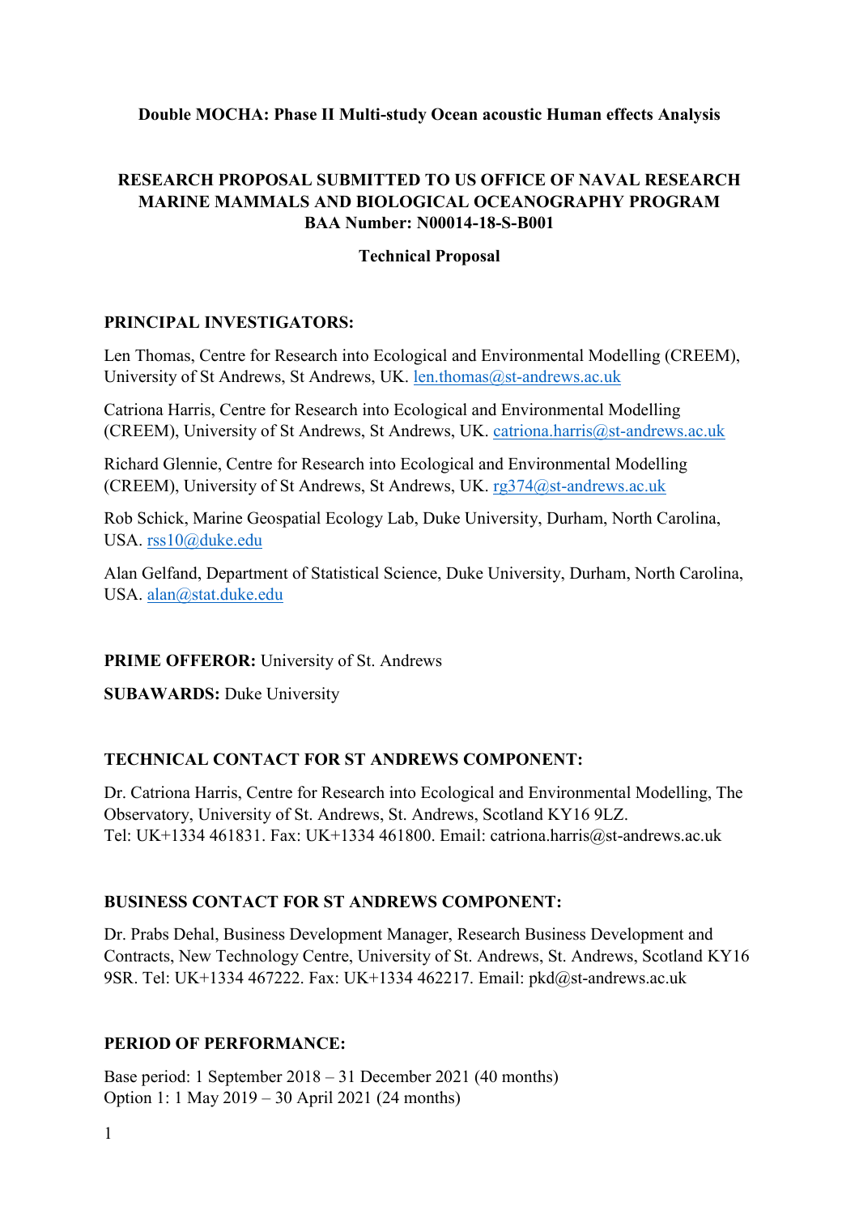**Double MOCHA: Phase II Multi-study Ocean acoustic Human effects Analysis**

**RESEARCH PROPOSAL SUBMITTED TO US OFFICE OF NAVAL RESEARCH**
**MARINE MAMMALS AND BIOLOGICAL OCEANOGRAPHY PROGRAM**
**BAA Number: N00014-18-S-B001**

**Technical Proposal**

**PRINCIPAL INVESTIGATORS:**

Len Thomas, Centre for Research into Ecological and Environmental Modelling (CREEM), University of St Andrews, St Andrews, UK. len.thomas@st-andrews.ac.uk

Catriona Harris, Centre for Research into Ecological and Environmental Modelling (CREEM), University of St Andrews, St Andrews, UK. catriona.harris@st-andrews.ac.uk

Richard Glennie, Centre for Research into Ecological and Environmental Modelling (CREEM), University of St Andrews, St Andrews, UK. rg374@st-andrews.ac.uk

Rob Schick, Marine Geospatial Ecology Lab, Duke University, Durham, North Carolina, USA. rss10@duke.edu

Alan Gelfand, Department of Statistical Science, Duke University, Durham, North Carolina, USA. alan@stat.duke.edu

**PRIME OFFEROR:** University of St. Andrews

**SUBAWARDS:** Duke University

**TECHNICAL CONTACT FOR ST ANDREWS COMPONENT:**

Dr. Catriona Harris, Centre for Research into Ecological and Environmental Modelling, The Observatory, University of St. Andrews, St. Andrews, Scotland KY16 9LZ.
Tel: UK+1334 461831. Fax: UK+1334 461800. Email: catriona.harris@st-andrews.ac.uk

**BUSINESS CONTACT FOR ST ANDREWS COMPONENT:**

Dr. Prabs Dehal, Business Development Manager, Research Business Development and Contracts, New Technology Centre, University of St. Andrews, St. Andrews, Scotland KY16 9SR. Tel: UK+1334 467222. Fax: UK+1334 462217. Email: pkd@st-andrews.ac.uk

**PERIOD OF PERFORMANCE:**

Base period: 1 September 2018 – 31 December 2021 (40 months)
Option 1: 1 May 2019 – 30 April 2021 (24 months)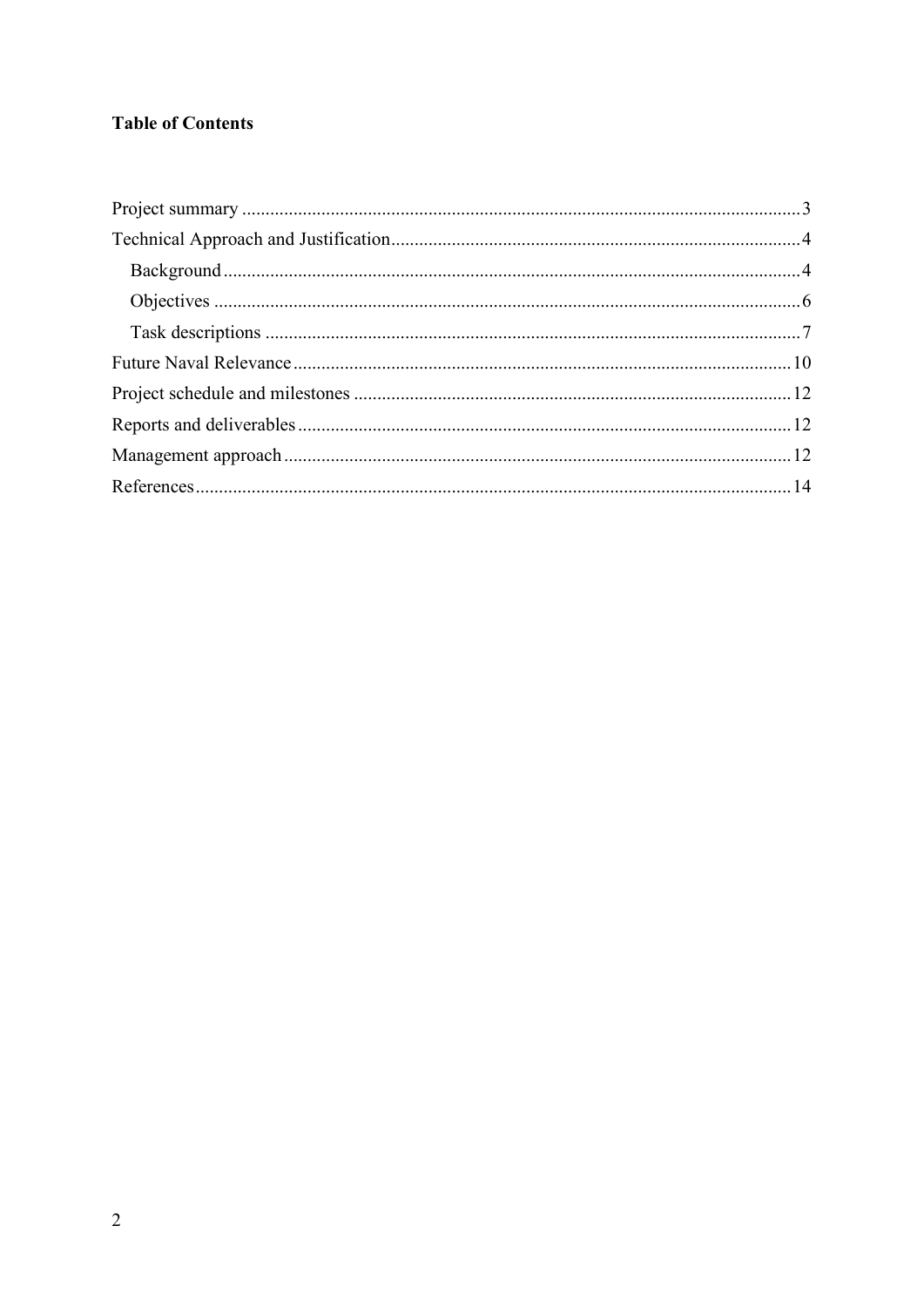**Table of Contents**

- Project summary ....................................................................................................................3
- Technical Approach and Justification......................................................................................4
  - Background..........................................................................................................................4
  - Objectives ............................................................................................................................6
  - Task descriptions .................................................................................................................7
- Future Naval Relevance..........................................................................................................10
- Project schedule and milestones ............................................................................................12
- Reports and deliverables........................................................................................................12
- Management approach...........................................................................................................12
- References..............................................................................................................................14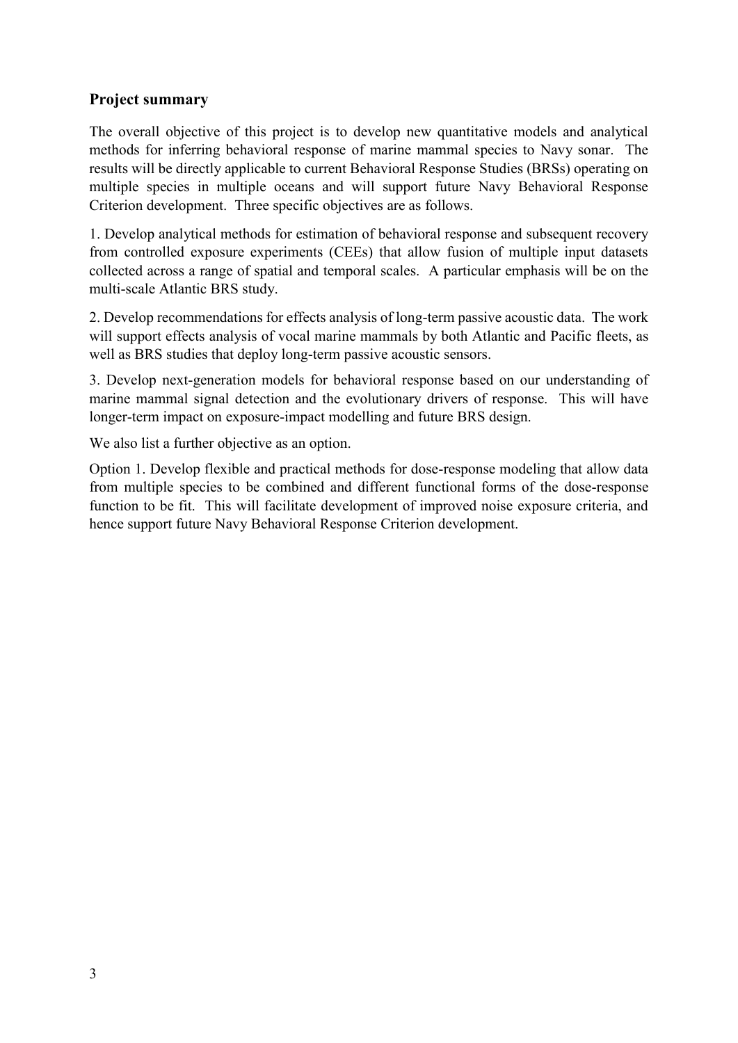## Project summary

The overall objective of this project is to develop new quantitative models and analytical methods for inferring behavioral response of marine mammal species to Navy sonar. The results will be directly applicable to current Behavioral Response Studies (BRSs) operating on multiple species in multiple oceans and will support future Navy Behavioral Response Criterion development. Three specific objectives are as follows.

1. Develop analytical methods for estimation of behavioral response and subsequent recovery from controlled exposure experiments (CEEs) that allow fusion of multiple input datasets collected across a range of spatial and temporal scales. A particular emphasis will be on the multi-scale Atlantic BRS study.

2. Develop recommendations for effects analysis of long-term passive acoustic data. The work will support effects analysis of vocal marine mammals by both Atlantic and Pacific fleets, as well as BRS studies that deploy long-term passive acoustic sensors.

3. Develop next-generation models for behavioral response based on our understanding of marine mammal signal detection and the evolutionary drivers of response. This will have longer-term impact on exposure-impact modelling and future BRS design.

We also list a further objective as an option.

Option 1. Develop flexible and practical methods for dose-response modeling that allow data from multiple species to be combined and different functional forms of the dose-response function to be fit. This will facilitate development of improved noise exposure criteria, and hence support future Navy Behavioral Response Criterion development.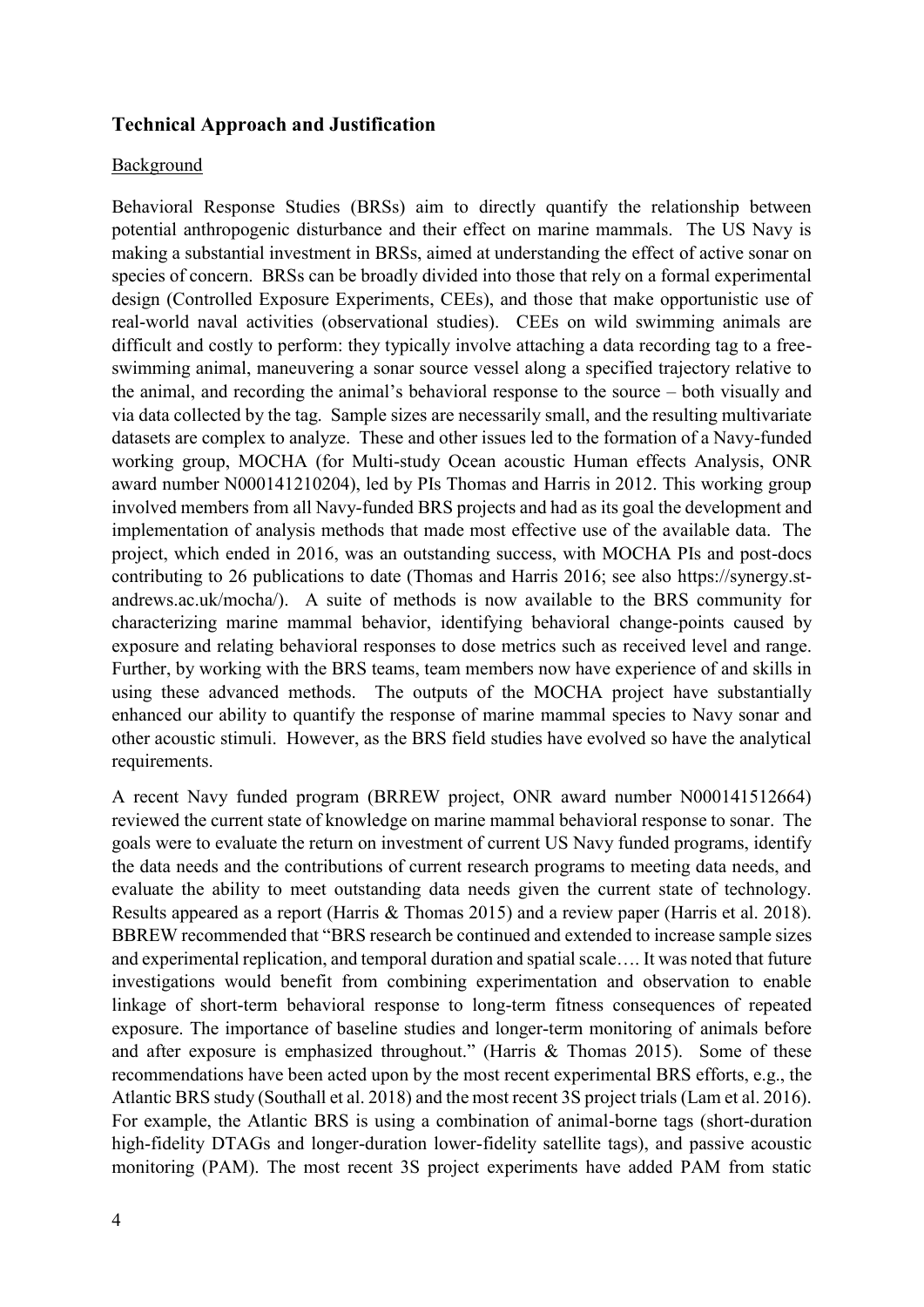## Technical Approach and Justification

### Background

Behavioral Response Studies (BRSs) aim to directly quantify the relationship between potential anthropogenic disturbance and their effect on marine mammals. The US Navy is making a substantial investment in BRSs, aimed at understanding the effect of active sonar on species of concern. BRSs can be broadly divided into those that rely on a formal experimental design (Controlled Exposure Experiments, CEEs), and those that make opportunistic use of real-world naval activities (observational studies). CEEs on wild swimming animals are difficult and costly to perform: they typically involve attaching a data recording tag to a free-swimming animal, maneuvering a sonar source vessel along a specified trajectory relative to the animal, and recording the animal's behavioral response to the source – both visually and via data collected by the tag. Sample sizes are necessarily small, and the resulting multivariate datasets are complex to analyze. These and other issues led to the formation of a Navy-funded working group, MOCHA (for Multi-study Ocean acoustic Human effects Analysis, ONR award number N000141210204), led by PIs Thomas and Harris in 2012. This working group involved members from all Navy-funded BRS projects and had as its goal the development and implementation of analysis methods that made most effective use of the available data. The project, which ended in 2016, was an outstanding success, with MOCHA PIs and post-docs contributing to 26 publications to date (Thomas and Harris 2016; see also https://synergy.st-andrews.ac.uk/mocha/). A suite of methods is now available to the BRS community for characterizing marine mammal behavior, identifying behavioral change-points caused by exposure and relating behavioral responses to dose metrics such as received level and range. Further, by working with the BRS teams, team members now have experience of and skills in using these advanced methods. The outputs of the MOCHA project have substantially enhanced our ability to quantify the response of marine mammal species to Navy sonar and other acoustic stimuli. However, as the BRS field studies have evolved so have the analytical requirements.

A recent Navy funded program (BRREW project, ONR award number N000141512664) reviewed the current state of knowledge on marine mammal behavioral response to sonar. The goals were to evaluate the return on investment of current US Navy funded programs, identify the data needs and the contributions of current research programs to meeting data needs, and evaluate the ability to meet outstanding data needs given the current state of technology. Results appeared as a report (Harris & Thomas 2015) and a review paper (Harris et al. 2018). BBREW recommended that "BRS research be continued and extended to increase sample sizes and experimental replication, and temporal duration and spatial scale…. It was noted that future investigations would benefit from combining experimentation and observation to enable linkage of short-term behavioral response to long-term fitness consequences of repeated exposure. The importance of baseline studies and longer-term monitoring of animals before and after exposure is emphasized throughout." (Harris & Thomas 2015). Some of these recommendations have been acted upon by the most recent experimental BRS efforts, e.g., the Atlantic BRS study (Southall et al. 2018) and the most recent 3S project trials (Lam et al. 2016). For example, the Atlantic BRS is using a combination of animal-borne tags (short-duration high-fidelity DTAGs and longer-duration lower-fidelity satellite tags), and passive acoustic monitoring (PAM). The most recent 3S project experiments have added PAM from static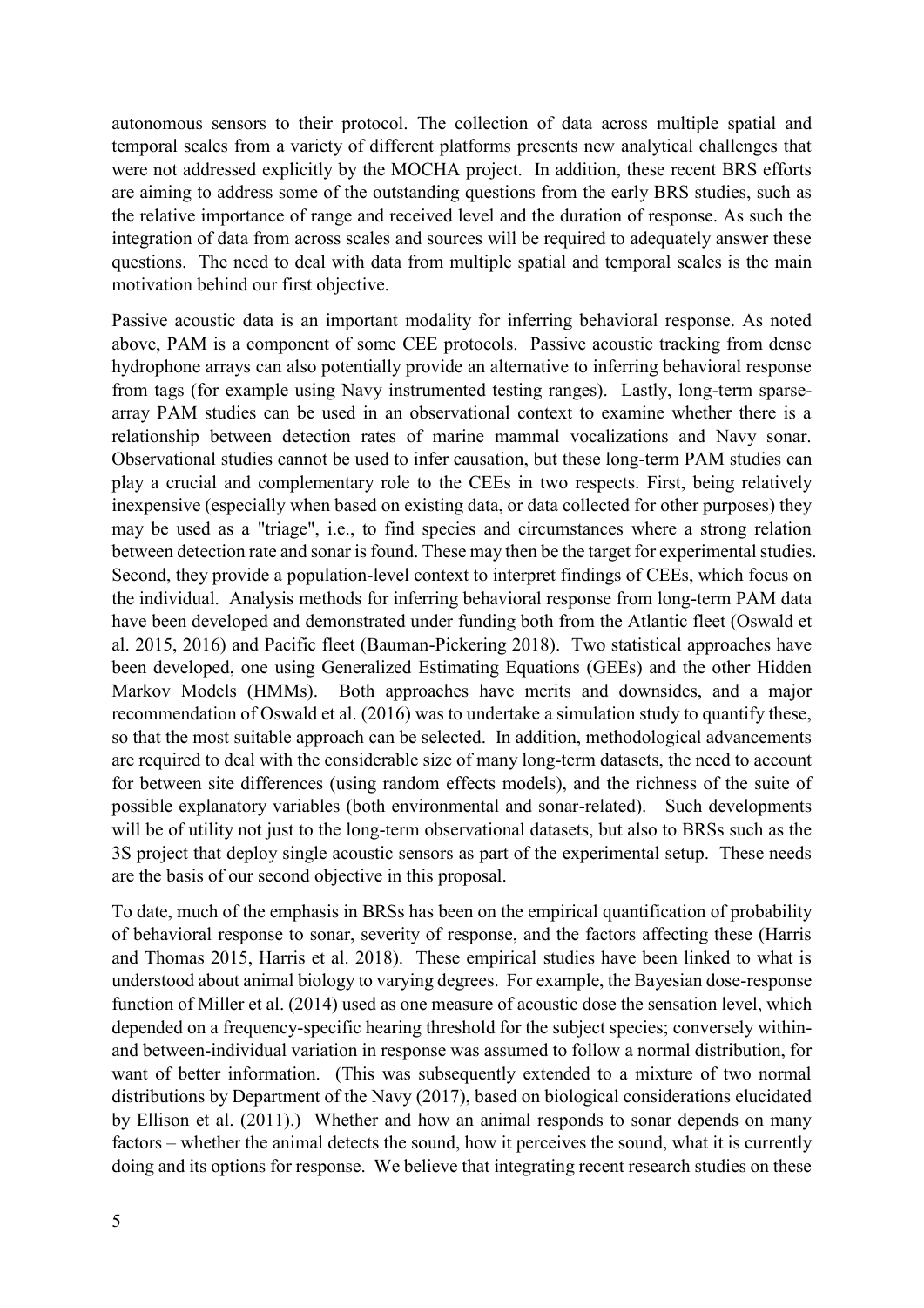autonomous sensors to their protocol. The collection of data across multiple spatial and temporal scales from a variety of different platforms presents new analytical challenges that were not addressed explicitly by the MOCHA project. In addition, these recent BRS efforts are aiming to address some of the outstanding questions from the early BRS studies, such as the relative importance of range and received level and the duration of response. As such the integration of data from across scales and sources will be required to adequately answer these questions. The need to deal with data from multiple spatial and temporal scales is the main motivation behind our first objective.

Passive acoustic data is an important modality for inferring behavioral response. As noted above, PAM is a component of some CEE protocols. Passive acoustic tracking from dense hydrophone arrays can also potentially provide an alternative to inferring behavioral response from tags (for example using Navy instrumented testing ranges). Lastly, long-term sparse-array PAM studies can be used in an observational context to examine whether there is a relationship between detection rates of marine mammal vocalizations and Navy sonar. Observational studies cannot be used to infer causation, but these long-term PAM studies can play a crucial and complementary role to the CEEs in two respects. First, being relatively inexpensive (especially when based on existing data, or data collected for other purposes) they may be used as a "triage", i.e., to find species and circumstances where a strong relation between detection rate and sonar is found. These may then be the target for experimental studies. Second, they provide a population-level context to interpret findings of CEEs, which focus on the individual. Analysis methods for inferring behavioral response from long-term PAM data have been developed and demonstrated under funding both from the Atlantic fleet (Oswald et al. 2015, 2016) and Pacific fleet (Bauman-Pickering 2018). Two statistical approaches have been developed, one using Generalized Estimating Equations (GEEs) and the other Hidden Markov Models (HMMs). Both approaches have merits and downsides, and a major recommendation of Oswald et al. (2016) was to undertake a simulation study to quantify these, so that the most suitable approach can be selected. In addition, methodological advancements are required to deal with the considerable size of many long-term datasets, the need to account for between site differences (using random effects models), and the richness of the suite of possible explanatory variables (both environmental and sonar-related). Such developments will be of utility not just to the long-term observational datasets, but also to BRSs such as the 3S project that deploy single acoustic sensors as part of the experimental setup. These needs are the basis of our second objective in this proposal.

To date, much of the emphasis in BRSs has been on the empirical quantification of probability of behavioral response to sonar, severity of response, and the factors affecting these (Harris and Thomas 2015, Harris et al. 2018). These empirical studies have been linked to what is understood about animal biology to varying degrees. For example, the Bayesian dose-response function of Miller et al. (2014) used as one measure of acoustic dose the sensation level, which depended on a frequency-specific hearing threshold for the subject species; conversely within- and between-individual variation in response was assumed to follow a normal distribution, for want of better information. (This was subsequently extended to a mixture of two normal distributions by Department of the Navy (2017), based on biological considerations elucidated by Ellison et al. (2011).) Whether and how an animal responds to sonar depends on many factors – whether the animal detects the sound, how it perceives the sound, what it is currently doing and its options for response. We believe that integrating recent research studies on these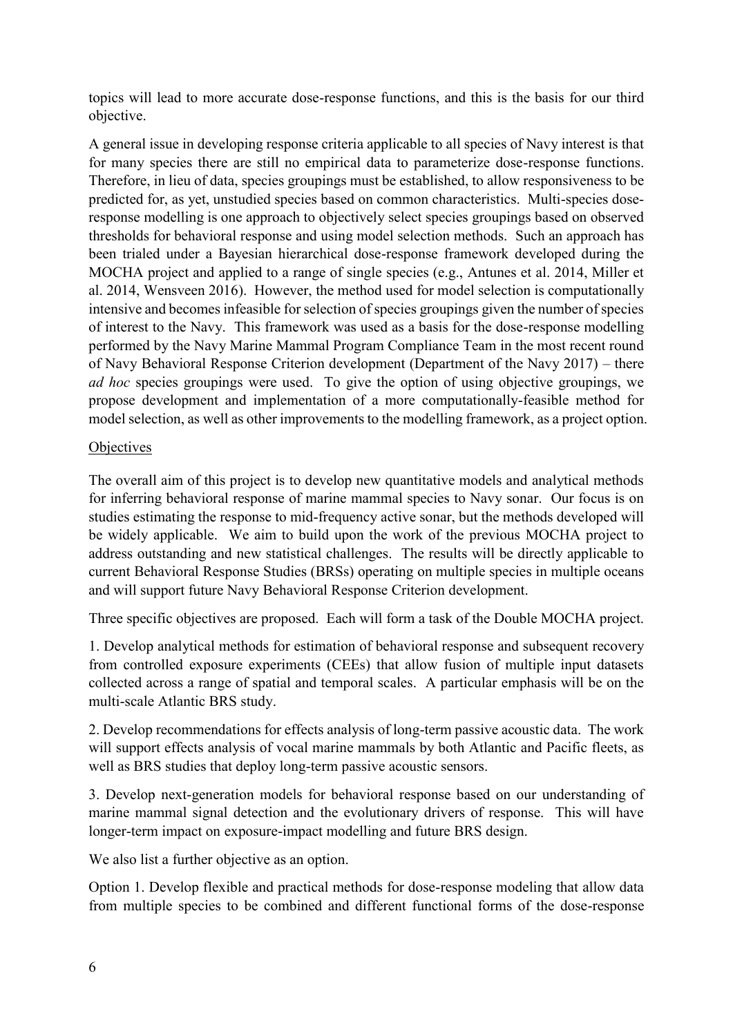topics will lead to more accurate dose-response functions, and this is the basis for our third objective.

A general issue in developing response criteria applicable to all species of Navy interest is that for many species there are still no empirical data to parameterize dose-response functions. Therefore, in lieu of data, species groupings must be established, to allow responsiveness to be predicted for, as yet, unstudied species based on common characteristics. Multi-species dose-response modelling is one approach to objectively select species groupings based on observed thresholds for behavioral response and using model selection methods. Such an approach has been trialed under a Bayesian hierarchical dose-response framework developed during the MOCHA project and applied to a range of single species (e.g., Antunes et al. 2014, Miller et al. 2014, Wensveen 2016). However, the method used for model selection is computationally intensive and becomes infeasible for selection of species groupings given the number of species of interest to the Navy. This framework was used as a basis for the dose-response modelling performed by the Navy Marine Mammal Program Compliance Team in the most recent round of Navy Behavioral Response Criterion development (Department of the Navy 2017) – there *ad hoc* species groupings were used. To give the option of using objective groupings, we propose development and implementation of a more computationally-feasible method for model selection, as well as other improvements to the modelling framework, as a project option.

<u>Objectives</u>

The overall aim of this project is to develop new quantitative models and analytical methods for inferring behavioral response of marine mammal species to Navy sonar. Our focus is on studies estimating the response to mid-frequency active sonar, but the methods developed will be widely applicable. We aim to build upon the work of the previous MOCHA project to address outstanding and new statistical challenges. The results will be directly applicable to current Behavioral Response Studies (BRSs) operating on multiple species in multiple oceans and will support future Navy Behavioral Response Criterion development.

Three specific objectives are proposed. Each will form a task of the Double MOCHA project.

1. Develop analytical methods for estimation of behavioral response and subsequent recovery from controlled exposure experiments (CEEs) that allow fusion of multiple input datasets collected across a range of spatial and temporal scales. A particular emphasis will be on the multi-scale Atlantic BRS study.

2. Develop recommendations for effects analysis of long-term passive acoustic data. The work will support effects analysis of vocal marine mammals by both Atlantic and Pacific fleets, as well as BRS studies that deploy long-term passive acoustic sensors.

3. Develop next-generation models for behavioral response based on our understanding of marine mammal signal detection and the evolutionary drivers of response. This will have longer-term impact on exposure-impact modelling and future BRS design.

We also list a further objective as an option.

Option 1. Develop flexible and practical methods for dose-response modeling that allow data from multiple species to be combined and different functional forms of the dose-response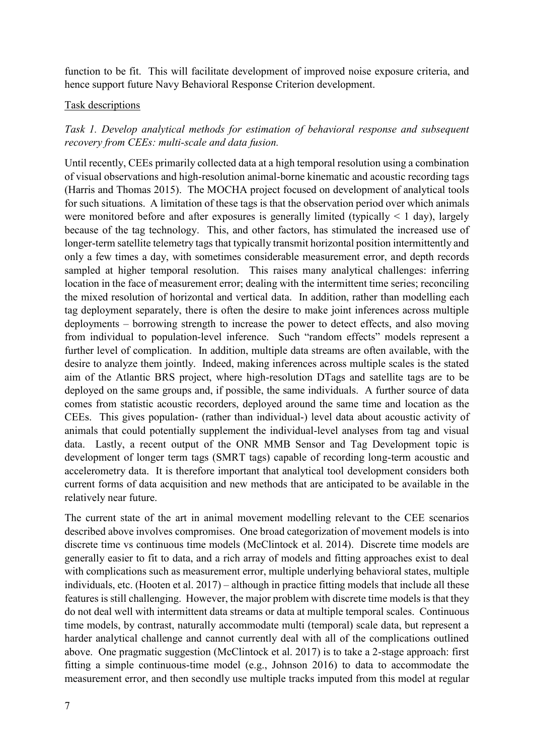function to be fit. This will facilitate development of improved noise exposure criteria, and hence support future Navy Behavioral Response Criterion development.

Task descriptions

*Task 1. Develop analytical methods for estimation of behavioral response and subsequent recovery from CEEs: multi-scale and data fusion.*

Until recently, CEEs primarily collected data at a high temporal resolution using a combination of visual observations and high-resolution animal-borne kinematic and acoustic recording tags (Harris and Thomas 2015). The MOCHA project focused on development of analytical tools for such situations. A limitation of these tags is that the observation period over which animals were monitored before and after exposures is generally limited (typically < 1 day), largely because of the tag technology. This, and other factors, has stimulated the increased use of longer-term satellite telemetry tags that typically transmit horizontal position intermittently and only a few times a day, with sometimes considerable measurement error, and depth records sampled at higher temporal resolution. This raises many analytical challenges: inferring location in the face of measurement error; dealing with the intermittent time series; reconciling the mixed resolution of horizontal and vertical data. In addition, rather than modelling each tag deployment separately, there is often the desire to make joint inferences across multiple deployments – borrowing strength to increase the power to detect effects, and also moving from individual to population-level inference. Such "random effects" models represent a further level of complication. In addition, multiple data streams are often available, with the desire to analyze them jointly. Indeed, making inferences across multiple scales is the stated aim of the Atlantic BRS project, where high-resolution DTags and satellite tags are to be deployed on the same groups and, if possible, the same individuals. A further source of data comes from statistic acoustic recorders, deployed around the same time and location as the CEEs. This gives population- (rather than individual-) level data about acoustic activity of animals that could potentially supplement the individual-level analyses from tag and visual data. Lastly, a recent output of the ONR MMB Sensor and Tag Development topic is development of longer term tags (SMRT tags) capable of recording long-term acoustic and accelerometry data. It is therefore important that analytical tool development considers both current forms of data acquisition and new methods that are anticipated to be available in the relatively near future.

The current state of the art in animal movement modelling relevant to the CEE scenarios described above involves compromises. One broad categorization of movement models is into discrete time vs continuous time models (McClintock et al. 2014). Discrete time models are generally easier to fit to data, and a rich array of models and fitting approaches exist to deal with complications such as measurement error, multiple underlying behavioral states, multiple individuals, etc. (Hooten et al. 2017) – although in practice fitting models that include all these features is still challenging. However, the major problem with discrete time models is that they do not deal well with intermittent data streams or data at multiple temporal scales. Continuous time models, by contrast, naturally accommodate multi (temporal) scale data, but represent a harder analytical challenge and cannot currently deal with all of the complications outlined above. One pragmatic suggestion (McClintock et al. 2017) is to take a 2-stage approach: first fitting a simple continuous-time model (e.g., Johnson 2016) to data to accommodate the measurement error, and then secondly use multiple tracks imputed from this model at regular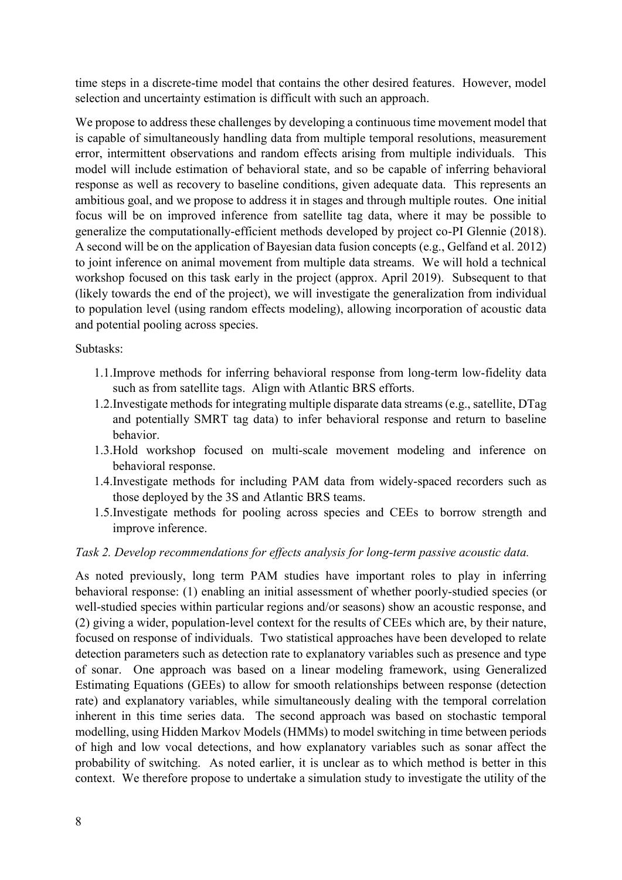time steps in a discrete-time model that contains the other desired features. However, model selection and uncertainty estimation is difficult with such an approach.

We propose to address these challenges by developing a continuous time movement model that is capable of simultaneously handling data from multiple temporal resolutions, measurement error, intermittent observations and random effects arising from multiple individuals. This model will include estimation of behavioral state, and so be capable of inferring behavioral response as well as recovery to baseline conditions, given adequate data. This represents an ambitious goal, and we propose to address it in stages and through multiple routes. One initial focus will be on improved inference from satellite tag data, where it may be possible to generalize the computationally-efficient methods developed by project co-PI Glennie (2018). A second will be on the application of Bayesian data fusion concepts (e.g., Gelfand et al. 2012) to joint inference on animal movement from multiple data streams. We will hold a technical workshop focused on this task early in the project (approx. April 2019). Subsequent to that (likely towards the end of the project), we will investigate the generalization from individual to population level (using random effects modeling), allowing incorporation of acoustic data and potential pooling across species.

Subtasks:

1.1. Improve methods for inferring behavioral response from long-term low-fidelity data such as from satellite tags. Align with Atlantic BRS efforts.
1.2. Investigate methods for integrating multiple disparate data streams (e.g., satellite, DTag and potentially SMRT tag data) to infer behavioral response and return to baseline behavior.
1.3. Hold workshop focused on multi-scale movement modeling and inference on behavioral response.
1.4. Investigate methods for including PAM data from widely-spaced recorders such as those deployed by the 3S and Atlantic BRS teams.
1.5. Investigate methods for pooling across species and CEEs to borrow strength and improve inference.

*Task 2. Develop recommendations for effects analysis for long-term passive acoustic data.*

As noted previously, long term PAM studies have important roles to play in inferring behavioral response: (1) enabling an initial assessment of whether poorly-studied species (or well-studied species within particular regions and/or seasons) show an acoustic response, and (2) giving a wider, population-level context for the results of CEEs which are, by their nature, focused on response of individuals. Two statistical approaches have been developed to relate detection parameters such as detection rate to explanatory variables such as presence and type of sonar. One approach was based on a linear modeling framework, using Generalized Estimating Equations (GEEs) to allow for smooth relationships between response (detection rate) and explanatory variables, while simultaneously dealing with the temporal correlation inherent in this time series data. The second approach was based on stochastic temporal modelling, using Hidden Markov Models (HMMs) to model switching in time between periods of high and low vocal detections, and how explanatory variables such as sonar affect the probability of switching. As noted earlier, it is unclear as to which method is better in this context. We therefore propose to undertake a simulation study to investigate the utility of the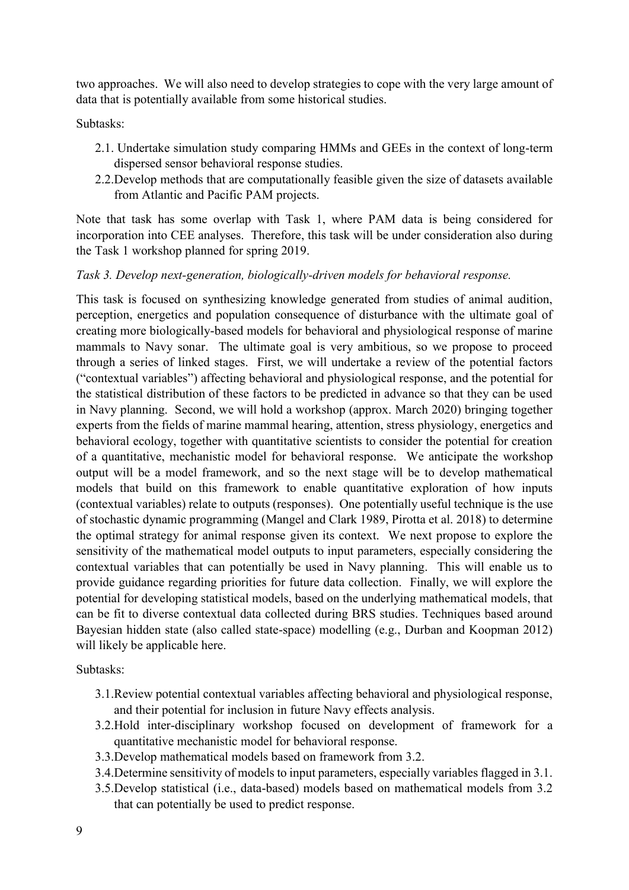two approaches. We will also need to develop strategies to cope with the very large amount of data that is potentially available from some historical studies.

Subtasks:

- 2.1. Undertake simulation study comparing HMMs and GEEs in the context of long-term dispersed sensor behavioral response studies.
- 2.2. Develop methods that are computationally feasible given the size of datasets available from Atlantic and Pacific PAM projects.

Note that task has some overlap with Task 1, where PAM data is being considered for incorporation into CEE analyses. Therefore, this task will be under consideration also during the Task 1 workshop planned for spring 2019.

*Task 3. Develop next-generation, biologically-driven models for behavioral response.*

This task is focused on synthesizing knowledge generated from studies of animal audition, perception, energetics and population consequence of disturbance with the ultimate goal of creating more biologically-based models for behavioral and physiological response of marine mammals to Navy sonar. The ultimate goal is very ambitious, so we propose to proceed through a series of linked stages. First, we will undertake a review of the potential factors ("contextual variables") affecting behavioral and physiological response, and the potential for the statistical distribution of these factors to be predicted in advance so that they can be used in Navy planning. Second, we will hold a workshop (approx. March 2020) bringing together experts from the fields of marine mammal hearing, attention, stress physiology, energetics and behavioral ecology, together with quantitative scientists to consider the potential for creation of a quantitative, mechanistic model for behavioral response. We anticipate the workshop output will be a model framework, and so the next stage will be to develop mathematical models that build on this framework to enable quantitative exploration of how inputs (contextual variables) relate to outputs (responses). One potentially useful technique is the use of stochastic dynamic programming (Mangel and Clark 1989, Pirotta et al. 2018) to determine the optimal strategy for animal response given its context. We next propose to explore the sensitivity of the mathematical model outputs to input parameters, especially considering the contextual variables that can potentially be used in Navy planning. This will enable us to provide guidance regarding priorities for future data collection. Finally, we will explore the potential for developing statistical models, based on the underlying mathematical models, that can be fit to diverse contextual data collected during BRS studies. Techniques based around Bayesian hidden state (also called state-space) modelling (e.g., Durban and Koopman 2012) will likely be applicable here.

Subtasks:

- 3.1. Review potential contextual variables affecting behavioral and physiological response, and their potential for inclusion in future Navy effects analysis.
- 3.2. Hold inter-disciplinary workshop focused on development of framework for a quantitative mechanistic model for behavioral response.
- 3.3. Develop mathematical models based on framework from 3.2.
- 3.4. Determine sensitivity of models to input parameters, especially variables flagged in 3.1.
- 3.5. Develop statistical (i.e., data-based) models based on mathematical models from 3.2 that can potentially be used to predict response.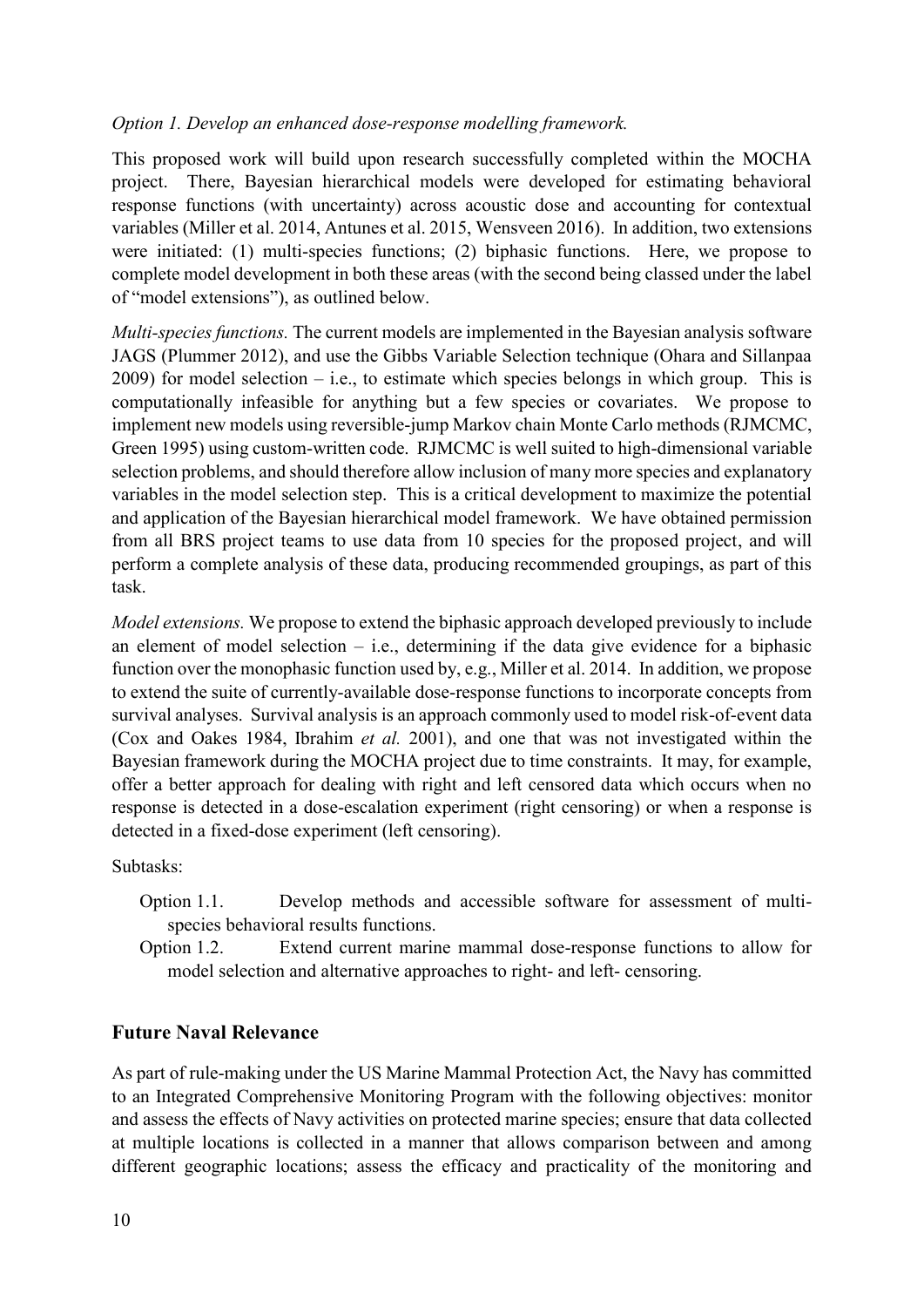*Option 1. Develop an enhanced dose-response modelling framework.*

This proposed work will build upon research successfully completed within the MOCHA project. There, Bayesian hierarchical models were developed for estimating behavioral response functions (with uncertainty) across acoustic dose and accounting for contextual variables (Miller et al. 2014, Antunes et al. 2015, Wensveen 2016). In addition, two extensions were initiated: (1) multi-species functions; (2) biphasic functions. Here, we propose to complete model development in both these areas (with the second being classed under the label of "model extensions"), as outlined below.

*Multi-species functions.* The current models are implemented in the Bayesian analysis software JAGS (Plummer 2012), and use the Gibbs Variable Selection technique (Ohara and Sillanpaa 2009) for model selection – i.e., to estimate which species belongs in which group. This is computationally infeasible for anything but a few species or covariates. We propose to implement new models using reversible-jump Markov chain Monte Carlo methods (RJMCMC, Green 1995) using custom-written code. RJMCMC is well suited to high-dimensional variable selection problems, and should therefore allow inclusion of many more species and explanatory variables in the model selection step. This is a critical development to maximize the potential and application of the Bayesian hierarchical model framework. We have obtained permission from all BRS project teams to use data from 10 species for the proposed project, and will perform a complete analysis of these data, producing recommended groupings, as part of this task.

*Model extensions.* We propose to extend the biphasic approach developed previously to include an element of model selection – i.e., determining if the data give evidence for a biphasic function over the monophasic function used by, e.g., Miller et al. 2014. In addition, we propose to extend the suite of currently-available dose-response functions to incorporate concepts from survival analyses. Survival analysis is an approach commonly used to model risk-of-event data (Cox and Oakes 1984, Ibrahim *et al.* 2001), and one that was not investigated within the Bayesian framework during the MOCHA project due to time constraints. It may, for example, offer a better approach for dealing with right and left censored data which occurs when no response is detected in a dose-escalation experiment (right censoring) or when a response is detected in a fixed-dose experiment (left censoring).

Subtasks:

- Option 1.1. Develop methods and accessible software for assessment of multi-species behavioral results functions.
- Option 1.2. Extend current marine mammal dose-response functions to allow for model selection and alternative approaches to right- and left- censoring.

## Future Naval Relevance

As part of rule-making under the US Marine Mammal Protection Act, the Navy has committed to an Integrated Comprehensive Monitoring Program with the following objectives: monitor and assess the effects of Navy activities on protected marine species; ensure that data collected at multiple locations is collected in a manner that allows comparison between and among different geographic locations; assess the efficacy and practicality of the monitoring and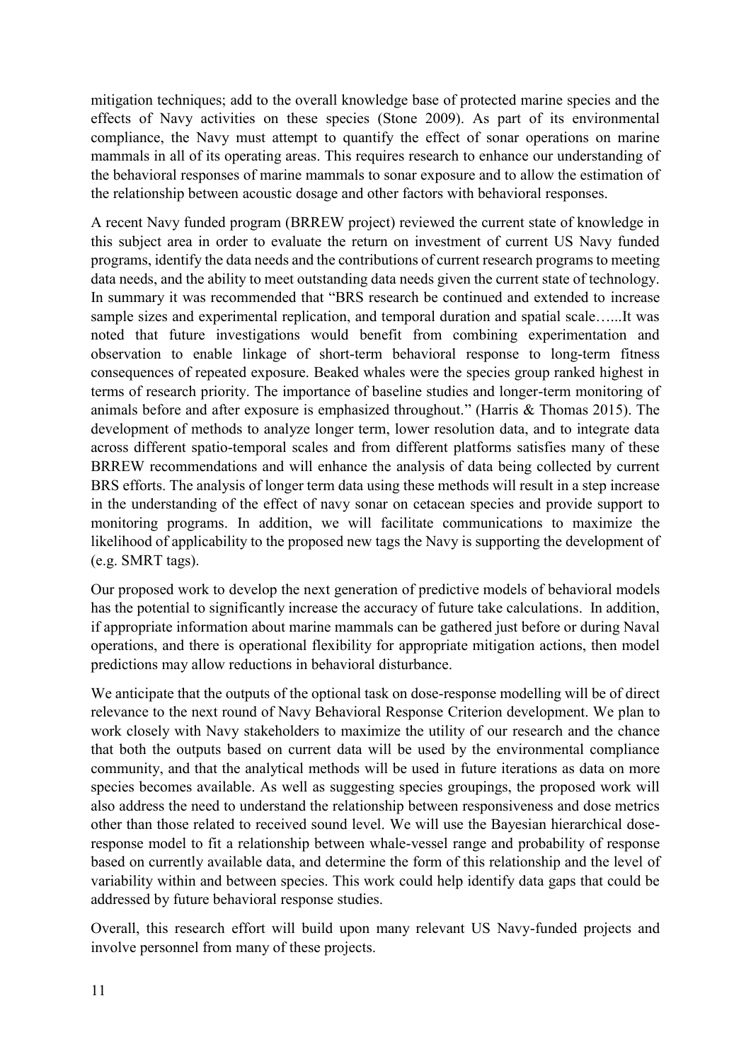mitigation techniques; add to the overall knowledge base of protected marine species and the effects of Navy activities on these species (Stone 2009). As part of its environmental compliance, the Navy must attempt to quantify the effect of sonar operations on marine mammals in all of its operating areas. This requires research to enhance our understanding of the behavioral responses of marine mammals to sonar exposure and to allow the estimation of the relationship between acoustic dosage and other factors with behavioral responses.

A recent Navy funded program (BRREW project) reviewed the current state of knowledge in this subject area in order to evaluate the return on investment of current US Navy funded programs, identify the data needs and the contributions of current research programs to meeting data needs, and the ability to meet outstanding data needs given the current state of technology. In summary it was recommended that "BRS research be continued and extended to increase sample sizes and experimental replication, and temporal duration and spatial scale…...It was noted that future investigations would benefit from combining experimentation and observation to enable linkage of short-term behavioral response to long-term fitness consequences of repeated exposure. Beaked whales were the species group ranked highest in terms of research priority. The importance of baseline studies and longer-term monitoring of animals before and after exposure is emphasized throughout." (Harris & Thomas 2015). The development of methods to analyze longer term, lower resolution data, and to integrate data across different spatio-temporal scales and from different platforms satisfies many of these BRREW recommendations and will enhance the analysis of data being collected by current BRS efforts. The analysis of longer term data using these methods will result in a step increase in the understanding of the effect of navy sonar on cetacean species and provide support to monitoring programs. In addition, we will facilitate communications to maximize the likelihood of applicability to the proposed new tags the Navy is supporting the development of (e.g. SMRT tags).

Our proposed work to develop the next generation of predictive models of behavioral models has the potential to significantly increase the accuracy of future take calculations. In addition, if appropriate information about marine mammals can be gathered just before or during Naval operations, and there is operational flexibility for appropriate mitigation actions, then model predictions may allow reductions in behavioral disturbance.

We anticipate that the outputs of the optional task on dose-response modelling will be of direct relevance to the next round of Navy Behavioral Response Criterion development. We plan to work closely with Navy stakeholders to maximize the utility of our research and the chance that both the outputs based on current data will be used by the environmental compliance community, and that the analytical methods will be used in future iterations as data on more species becomes available. As well as suggesting species groupings, the proposed work will also address the need to understand the relationship between responsiveness and dose metrics other than those related to received sound level. We will use the Bayesian hierarchical dose-response model to fit a relationship between whale-vessel range and probability of response based on currently available data, and determine the form of this relationship and the level of variability within and between species. This work could help identify data gaps that could be addressed by future behavioral response studies.

Overall, this research effort will build upon many relevant US Navy-funded projects and involve personnel from many of these projects.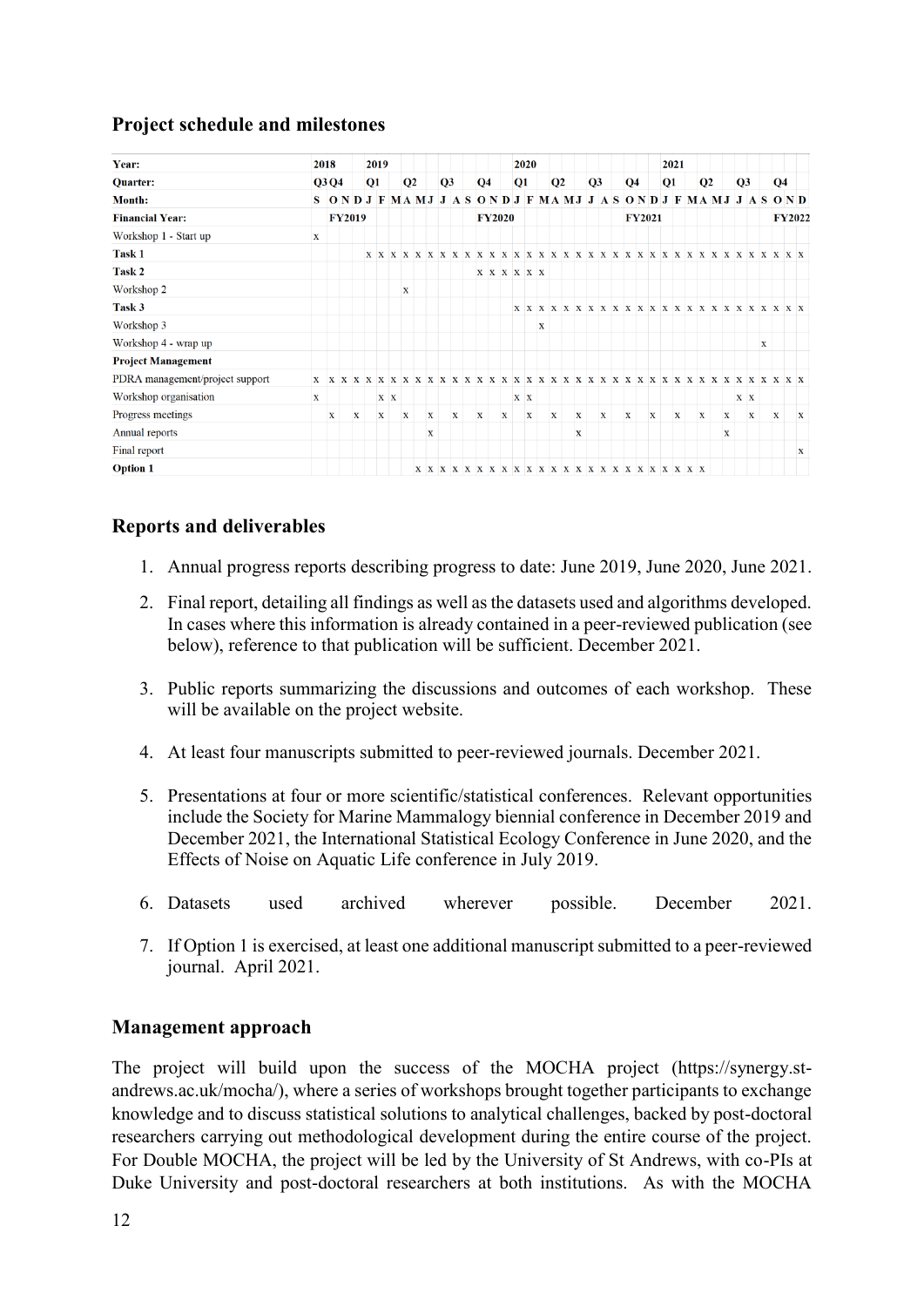## Project schedule and milestones

| Year: | 2018 | | | | 2019 | | | | | | | | | | | | 2020 | | | | | | | | | | | | 2021 | | | | | | | | | | | |
|---|---|---|---|---|---|---|---|---|---|---|---|---|---|---|---|---|---|---|---|---|---|---|---|---|---|---|---|---|---|---|---|---|---|---|---|---|---|---|---|---|
| **Quarter:** | Q3 | Q4 | | | Q1 | | | Q2 | | | Q3 | | | Q4 | | | Q1 | | | Q2 | | | Q3 | | | Q4 | | | Q1 | | | Q2 | | | Q3 | | | Q4 | | |
| **Month:** | S | O | N | D | J | F | M | A | M | J | J | A | S | O | N | D | J | F | M | A | M | J | J | A | S | O | N | D | J | F | M | A | M | J | J | A | S | O | N | D |
| **Financial Year:** | | FY2019 | | | | | | | | | | | | FY2020 | | | | | | | | | | | | FY2021 | | | | | | | | | | | | FY2022 | | |
| Workshop 1 - Start up | x | | | | | | | | | | | | | | | | | | | | | | | | | | | | | | | | | | | | | | | |
| **Task 1** | | | | | x | x | x | x | x | x | x | x | x | x | x | x | x | x | x | x | x | x | x | x | x | x | x | x | x | x | x | x | x | x | x | x | x | x | x | x |
| **Task 2** | | | | | | | | | | | | | | x | x | x | x | x | x | | | | | | | | | | | | | | | | | | | | | |
| Workshop 2 | | | | | | | | x | | | | | | | | | | | | | | | | | | | | | | | | | | | | | | | | |
| **Task 3** | | | | | | | | | | | | | | | | | x | x | x | x | x | x | x | x | x | x | x | x | x | x | x | x | x | x | x | x | x | x | x | x |
| Workshop 3 | | | | | | | | | | | | | | | | | | | x | | | | | | | | | | | | | | | | | | | | | |
| Workshop 4 - wrap up | | | | | | | | | | | | | | | | | | | | | | | | | | | | | | | | | | | | | x | | | |
| **Project Management** | | | | | | | | | | | | | | | | | | | | | | | | | | | | | | | | | | | | | | | | |
| PDRA management/project support | x | x | x | x | x | x | x | x | x | x | x | x | x | x | x | x | x | x | x | x | x | x | x | x | x | x | x | x | x | x | x | x | x | x | x | x | x | x | x | x |
| Workshop organisation | x | | | | | x | x | | | | | | | | | | x | x | | | | | | | | | | | | | | | | | x | x | | | | |
| Progress meetings | | x | | x | | x | | x | | x | | x | | x | | x | | x | | x | | x | | x | | x | | x | | x | | x | | x | | x | | x | | x |
| Annual reports | | | | | | | | | | x | | | | | | | | | | | | x | | | | | | | | | | | | x | | | | | | |
| Final report | | | | | | | | | | | | | | | | | | | | | | | | | | | | | | | | | | | | | | | | x |
| **Option 1** | | | | | | | | | x | x | x | x | x | x | x | x | x | x | x | x | x | x | x | x | x | x | x | x | x | x | x | x | | | | | | | | |

## Reports and deliverables

1. Annual progress reports describing progress to date: June 2019, June 2020, June 2021.
2. Final report, detailing all findings as well as the datasets used and algorithms developed. In cases where this information is already contained in a peer-reviewed publication (see below), reference to that publication will be sufficient. December 2021.
3. Public reports summarizing the discussions and outcomes of each workshop. These will be available on the project website.
4. At least four manuscripts submitted to peer-reviewed journals. December 2021.
5. Presentations at four or more scientific/statistical conferences. Relevant opportunities include the Society for Marine Mammalogy biennial conference in December 2019 and December 2021, the International Statistical Ecology Conference in June 2020, and the Effects of Noise on Aquatic Life conference in July 2019.
6. Datasets used archived wherever possible. December 2021.
7. If Option 1 is exercised, at least one additional manuscript submitted to a peer-reviewed journal. April 2021.

## Management approach

The project will build upon the success of the MOCHA project (https://synergy.st-andrews.ac.uk/mocha/), where a series of workshops brought together participants to exchange knowledge and to discuss statistical solutions to analytical challenges, backed by post-doctoral researchers carrying out methodological development during the entire course of the project. For Double MOCHA, the project will be led by the University of St Andrews, with co-PIs at Duke University and post-doctoral researchers at both institutions. As with the MOCHA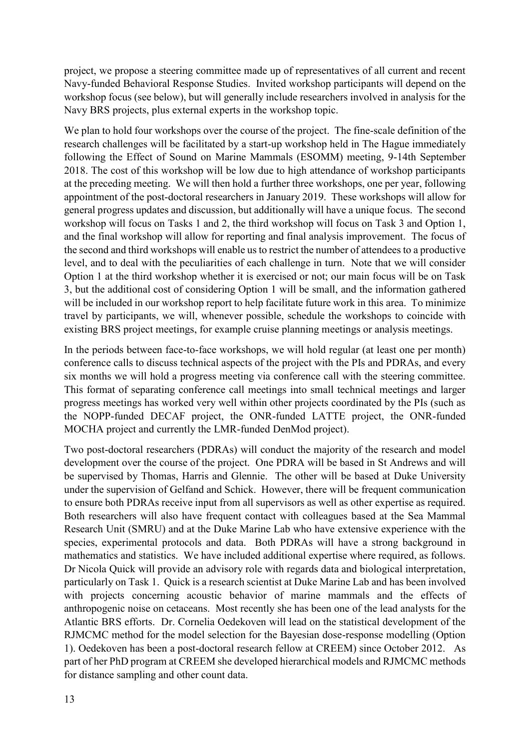project, we propose a steering committee made up of representatives of all current and recent Navy-funded Behavioral Response Studies. Invited workshop participants will depend on the workshop focus (see below), but will generally include researchers involved in analysis for the Navy BRS projects, plus external experts in the workshop topic.

We plan to hold four workshops over the course of the project. The fine-scale definition of the research challenges will be facilitated by a start-up workshop held in The Hague immediately following the Effect of Sound on Marine Mammals (ESOMM) meeting, 9-14th September 2018. The cost of this workshop will be low due to high attendance of workshop participants at the preceding meeting. We will then hold a further three workshops, one per year, following appointment of the post-doctoral researchers in January 2019. These workshops will allow for general progress updates and discussion, but additionally will have a unique focus. The second workshop will focus on Tasks 1 and 2, the third workshop will focus on Task 3 and Option 1, and the final workshop will allow for reporting and final analysis improvement. The focus of the second and third workshops will enable us to restrict the number of attendees to a productive level, and to deal with the peculiarities of each challenge in turn. Note that we will consider Option 1 at the third workshop whether it is exercised or not; our main focus will be on Task 3, but the additional cost of considering Option 1 will be small, and the information gathered will be included in our workshop report to help facilitate future work in this area. To minimize travel by participants, we will, whenever possible, schedule the workshops to coincide with existing BRS project meetings, for example cruise planning meetings or analysis meetings.

In the periods between face-to-face workshops, we will hold regular (at least one per month) conference calls to discuss technical aspects of the project with the PIs and PDRAs, and every six months we will hold a progress meeting via conference call with the steering committee. This format of separating conference call meetings into small technical meetings and larger progress meetings has worked very well within other projects coordinated by the PIs (such as the NOPP-funded DECAF project, the ONR-funded LATTE project, the ONR-funded MOCHA project and currently the LMR-funded DenMod project).

Two post-doctoral researchers (PDRAs) will conduct the majority of the research and model development over the course of the project. One PDRA will be based in St Andrews and will be supervised by Thomas, Harris and Glennie. The other will be based at Duke University under the supervision of Gelfand and Schick. However, there will be frequent communication to ensure both PDRAs receive input from all supervisors as well as other expertise as required. Both researchers will also have frequent contact with colleagues based at the Sea Mammal Research Unit (SMRU) and at the Duke Marine Lab who have extensive experience with the species, experimental protocols and data. Both PDRAs will have a strong background in mathematics and statistics. We have included additional expertise where required, as follows. Dr Nicola Quick will provide an advisory role with regards data and biological interpretation, particularly on Task 1. Quick is a research scientist at Duke Marine Lab and has been involved with projects concerning acoustic behavior of marine mammals and the effects of anthropogenic noise on cetaceans. Most recently she has been one of the lead analysts for the Atlantic BRS efforts. Dr. Cornelia Oedekoven will lead on the statistical development of the RJMCMC method for the model selection for the Bayesian dose-response modelling (Option 1). Oedekoven has been a post-doctoral research fellow at CREEM) since October 2012. As part of her PhD program at CREEM she developed hierarchical models and RJMCMC methods for distance sampling and other count data.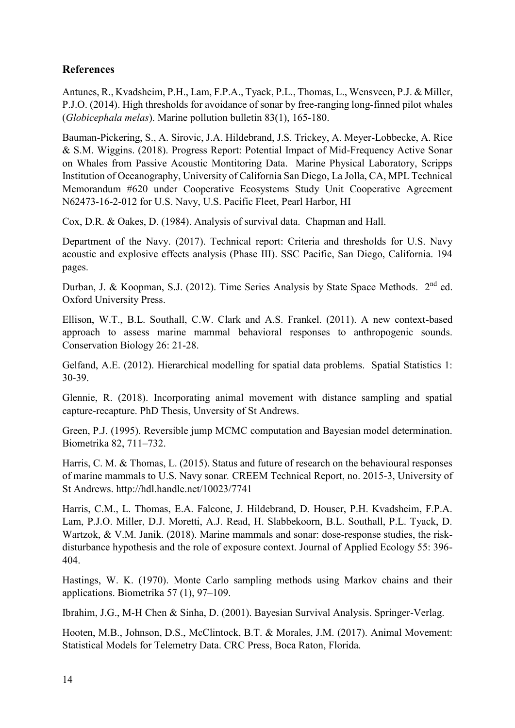## References

Antunes, R., Kvadsheim, P.H., Lam, F.P.A., Tyack, P.L., Thomas, L., Wensveen, P.J. & Miller, P.J.O. (2014). High thresholds for avoidance of sonar by free-ranging long-finned pilot whales (*Globicephala melas*). Marine pollution bulletin 83(1), 165-180.

Bauman-Pickering, S., A. Sirovic, J.A. Hildebrand, J.S. Trickey, A. Meyer-Lobbecke, A. Rice & S.M. Wiggins. (2018). Progress Report: Potential Impact of Mid-Frequency Active Sonar on Whales from Passive Acoustic Montitoring Data. Marine Physical Laboratory, Scripps Institution of Oceanography, University of California San Diego, La Jolla, CA, MPL Technical Memorandum #620 under Cooperative Ecosystems Study Unit Cooperative Agreement N62473-16-2-012 for U.S. Navy, U.S. Pacific Fleet, Pearl Harbor, HI

Cox, D.R. & Oakes, D. (1984). Analysis of survival data. Chapman and Hall.

Department of the Navy. (2017). Technical report: Criteria and thresholds for U.S. Navy acoustic and explosive effects analysis (Phase III). SSC Pacific, San Diego, California. 194 pages.

Durban, J. & Koopman, S.J. (2012). Time Series Analysis by State Space Methods. 2nd ed. Oxford University Press.

Ellison, W.T., B.L. Southall, C.W. Clark and A.S. Frankel. (2011). A new context-based approach to assess marine mammal behavioral responses to anthropogenic sounds. Conservation Biology 26: 21-28.

Gelfand, A.E. (2012). Hierarchical modelling for spatial data problems. Spatial Statistics 1: 30-39.

Glennie, R. (2018). Incorporating animal movement with distance sampling and spatial capture-recapture. PhD Thesis, Unversity of St Andrews.

Green, P.J. (1995). Reversible jump MCMC computation and Bayesian model determination. Biometrika 82, 711–732.

Harris, C. M. & Thomas, L. (2015). Status and future of research on the behavioural responses of marine mammals to U.S. Navy sonar. CREEM Technical Report, no. 2015-3, University of St Andrews. http://hdl.handle.net/10023/7741

Harris, C.M., L. Thomas, E.A. Falcone, J. Hildebrand, D. Houser, P.H. Kvadsheim, F.P.A. Lam, P.J.O. Miller, D.J. Moretti, A.J. Read, H. Slabbekoorn, B.L. Southall, P.L. Tyack, D. Wartzok, & V.M. Janik. (2018). Marine mammals and sonar: dose-response studies, the risk-disturbance hypothesis and the role of exposure context. Journal of Applied Ecology 55: 396-404.

Hastings, W. K. (1970). Monte Carlo sampling methods using Markov chains and their applications. Biometrika 57 (1), 97–109.

Ibrahim, J.G., M-H Chen & Sinha, D. (2001). Bayesian Survival Analysis. Springer-Verlag.

Hooten, M.B., Johnson, D.S., McClintock, B.T. & Morales, J.M. (2017). Animal Movement: Statistical Models for Telemetry Data. CRC Press, Boca Raton, Florida.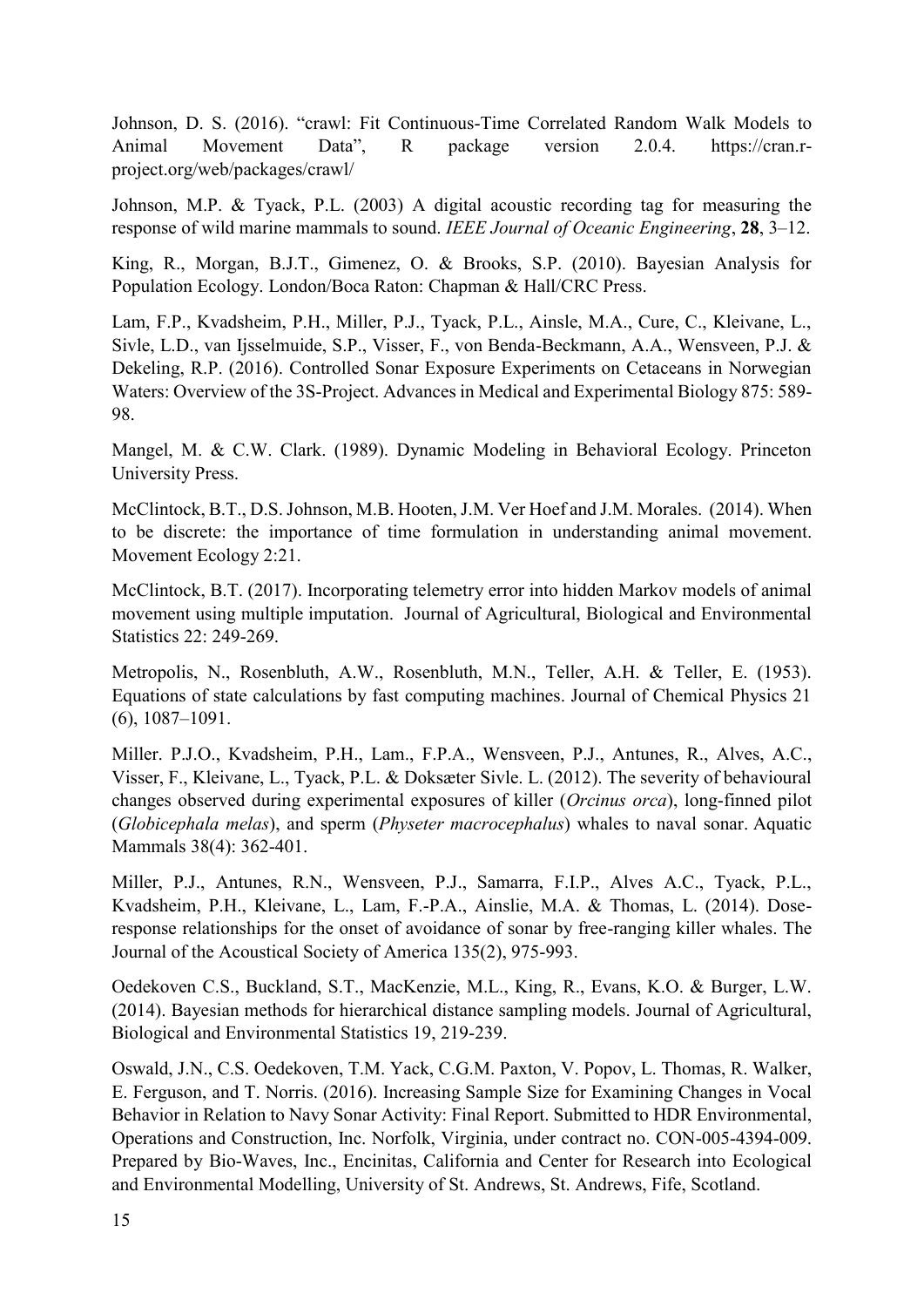Johnson, D. S. (2016). "crawl: Fit Continuous-Time Correlated Random Walk Models to Animal Movement Data", R package version 2.0.4. https://cran.r-project.org/web/packages/crawl/

Johnson, M.P. & Tyack, P.L. (2003) A digital acoustic recording tag for measuring the response of wild marine mammals to sound. *IEEE Journal of Oceanic Engineering*, **28**, 3–12.

King, R., Morgan, B.J.T., Gimenez, O. & Brooks, S.P. (2010). Bayesian Analysis for Population Ecology. London/Boca Raton: Chapman & Hall/CRC Press.

Lam, F.P., Kvadsheim, P.H., Miller, P.J., Tyack, P.L., Ainsle, M.A., Cure, C., Kleivane, L., Sivle, L.D., van Ijsselmuide, S.P., Visser, F., von Benda-Beckmann, A.A., Wensveen, P.J. & Dekeling, R.P. (2016). Controlled Sonar Exposure Experiments on Cetaceans in Norwegian Waters: Overview of the 3S-Project. Advances in Medical and Experimental Biology 875: 589-98.

Mangel, M. & C.W. Clark. (1989). Dynamic Modeling in Behavioral Ecology. Princeton University Press.

McClintock, B.T., D.S. Johnson, M.B. Hooten, J.M. Ver Hoef and J.M. Morales. (2014). When to be discrete: the importance of time formulation in understanding animal movement. Movement Ecology 2:21.

McClintock, B.T. (2017). Incorporating telemetry error into hidden Markov models of animal movement using multiple imputation. Journal of Agricultural, Biological and Environmental Statistics 22: 249-269.

Metropolis, N., Rosenbluth, A.W., Rosenbluth, M.N., Teller, A.H. & Teller, E. (1953). Equations of state calculations by fast computing machines. Journal of Chemical Physics 21 (6), 1087–1091.

Miller. P.J.O., Kvadsheim, P.H., Lam., F.P.A., Wensveen, P.J., Antunes, R., Alves, A.C., Visser, F., Kleivane, L., Tyack, P.L. & Doksæter Sivle. L. (2012). The severity of behavioural changes observed during experimental exposures of killer (*Orcinus orca*), long-finned pilot (*Globicephala melas*), and sperm (*Physeter macrocephalus*) whales to naval sonar. Aquatic Mammals 38(4): 362-401.

Miller, P.J., Antunes, R.N., Wensveen, P.J., Samarra, F.I.P., Alves A.C., Tyack, P.L., Kvadsheim, P.H., Kleivane, L., Lam, F.-P.A., Ainslie, M.A. & Thomas, L. (2014). Dose-response relationships for the onset of avoidance of sonar by free-ranging killer whales. The Journal of the Acoustical Society of America 135(2), 975-993.

Oedekoven C.S., Buckland, S.T., MacKenzie, M.L., King, R., Evans, K.O. & Burger, L.W. (2014). Bayesian methods for hierarchical distance sampling models. Journal of Agricultural, Biological and Environmental Statistics 19, 219-239.

Oswald, J.N., C.S. Oedekoven, T.M. Yack, C.G.M. Paxton, V. Popov, L. Thomas, R. Walker, E. Ferguson, and T. Norris. (2016). Increasing Sample Size for Examining Changes in Vocal Behavior in Relation to Navy Sonar Activity: Final Report. Submitted to HDR Environmental, Operations and Construction, Inc. Norfolk, Virginia, under contract no. CON-005-4394-009. Prepared by Bio-Waves, Inc., Encinitas, California and Center for Research into Ecological and Environmental Modelling, University of St. Andrews, St. Andrews, Fife, Scotland.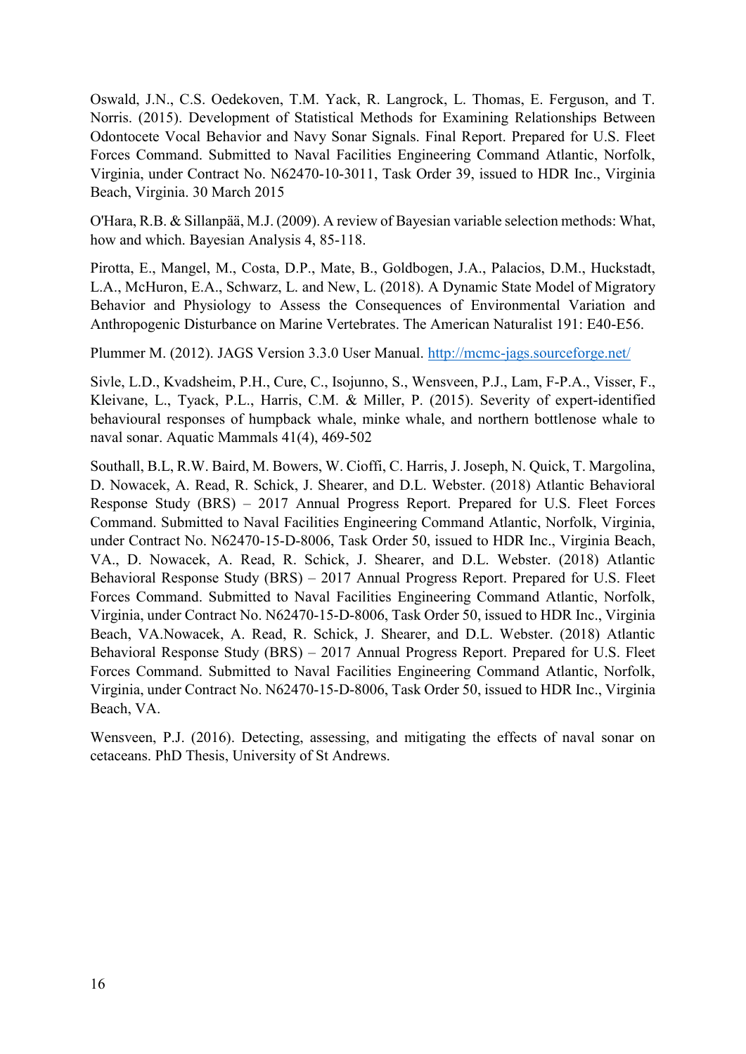Oswald, J.N., C.S. Oedekoven, T.M. Yack, R. Langrock, L. Thomas, E. Ferguson, and T. Norris. (2015). Development of Statistical Methods for Examining Relationships Between Odontocete Vocal Behavior and Navy Sonar Signals. Final Report. Prepared for U.S. Fleet Forces Command. Submitted to Naval Facilities Engineering Command Atlantic, Norfolk, Virginia, under Contract No. N62470-10-3011, Task Order 39, issued to HDR Inc., Virginia Beach, Virginia. 30 March 2015

O'Hara, R.B. & Sillanpää, M.J. (2009). A review of Bayesian variable selection methods: What, how and which. Bayesian Analysis 4, 85-118.

Pirotta, E., Mangel, M., Costa, D.P., Mate, B., Goldbogen, J.A., Palacios, D.M., Huckstadt, L.A., McHuron, E.A., Schwarz, L. and New, L. (2018). A Dynamic State Model of Migratory Behavior and Physiology to Assess the Consequences of Environmental Variation and Anthropogenic Disturbance on Marine Vertebrates. The American Naturalist 191: E40-E56.

Plummer M. (2012). JAGS Version 3.3.0 User Manual. http://mcmc-jags.sourceforge.net/

Sivle, L.D., Kvadsheim, P.H., Cure, C., Isojunno, S., Wensveen, P.J., Lam, F-P.A., Visser, F., Kleivane, L., Tyack, P.L., Harris, C.M. & Miller, P. (2015). Severity of expert-identified behavioural responses of humpback whale, minke whale, and northern bottlenose whale to naval sonar. Aquatic Mammals 41(4), 469-502

Southall, B.L, R.W. Baird, M. Bowers, W. Cioffi, C. Harris, J. Joseph, N. Quick, T. Margolina, D. Nowacek, A. Read, R. Schick, J. Shearer, and D.L. Webster. (2018) Atlantic Behavioral Response Study (BRS) – 2017 Annual Progress Report. Prepared for U.S. Fleet Forces Command. Submitted to Naval Facilities Engineering Command Atlantic, Norfolk, Virginia, under Contract No. N62470-15-D-8006, Task Order 50, issued to HDR Inc., Virginia Beach, VA., D. Nowacek, A. Read, R. Schick, J. Shearer, and D.L. Webster. (2018) Atlantic Behavioral Response Study (BRS) – 2017 Annual Progress Report. Prepared for U.S. Fleet Forces Command. Submitted to Naval Facilities Engineering Command Atlantic, Norfolk, Virginia, under Contract No. N62470-15-D-8006, Task Order 50, issued to HDR Inc., Virginia Beach, VA.Nowacek, A. Read, R. Schick, J. Shearer, and D.L. Webster. (2018) Atlantic Behavioral Response Study (BRS) – 2017 Annual Progress Report. Prepared for U.S. Fleet Forces Command. Submitted to Naval Facilities Engineering Command Atlantic, Norfolk, Virginia, under Contract No. N62470-15-D-8006, Task Order 50, issued to HDR Inc., Virginia Beach, VA.

Wensveen, P.J. (2016). Detecting, assessing, and mitigating the effects of naval sonar on cetaceans. PhD Thesis, University of St Andrews.